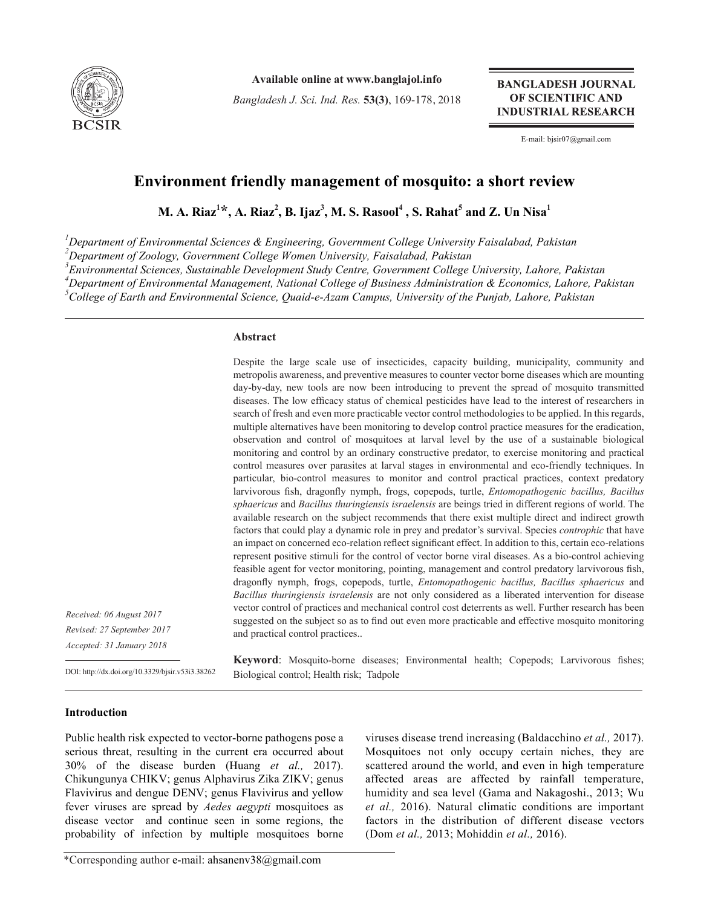# Environment friendly management of mosquito: a short review

**M. A. Riaz[1]*, A. Riaz[2], B. Ijaz[3], M. S. Rasool[4], S. Rahat[5] and Z. Un Nisa[1]**

*[1]Department of Environmental Sciences & Engineering, Government College University Faisalabad, Pakistan*
*[2]Department of Zoology, Government College Women University, Faisalabad, Pakistan*
*[3]Environmental Sciences, Sustainable Development Study Centre, Government College University, Lahore, Pakistan*
*[4]Department of Environmental Management, National College of Business Administration & Economics, Lahore, Pakistan*
*[5]College of Earth and Environmental Science, Quaid-e-Azam Campus, University of the Punjab, Lahore, Pakistan*

## Abstract

Despite the large scale use of insecticides, capacity building, municipality, community and metropolis awareness, and preventive measures to counter vector borne diseases which are mounting day-by-day, new tools are now been introducing to prevent the spread of mosquito transmitted diseases. The low efficacy status of chemical pesticides have lead to the interest of researchers in search of fresh and even more practicable vector control methodologies to be applied. In this regards, multiple alternatives have been monitoring to develop control practice measures for the eradication, observation and control of mosquitoes at larval level by the use of a sustainable biological monitoring and control by an ordinary constructive predator, to exercise monitoring and practical control measures over parasites at larval stages in environmental and eco-friendly techniques. In particular, bio-control measures to monitor and control practical practices, context predatory larvivorous fish, dragonfly nymph, frogs, copepods, turtle, *Entomopathogenic bacillus, Bacillus sphaericus* and *Bacillus thuringiensis israelensis* are beings tried in different regions of world. The available research on the subject recommends that there exist multiple direct and indirect growth factors that could play a dynamic role in prey and predator's survival. Species *controphic* that have an impact on concerned eco-relation reflect significant effect. In addition to this, certain eco-relations represent positive stimuli for the control of vector borne viral diseases. As a bio-control achieving feasible agent for vector monitoring, pointing, management and control predatory larvivorous fish, dragonfly nymph, frogs, copepods, turtle, *Entomopathogenic bacillus, Bacillus sphaericus* and *Bacillus thuringiensis israelensis* are not only considered as a liberated intervention for disease vector control of practices and mechanical control cost deterrents as well. Further research has been suggested on the subject so as to find out even more practicable and effective mosquito monitoring and practical control practices..

**Keyword**: Mosquito-borne diseases; Environmental health; Copepods; Larvivorous fishes; Biological control; Health risk; Tadpole

*Received: 06 August 2017*
*Revised: 27 September 2017*
*Accepted: 31 January 2018*

DOI: http://dx.doi.org/10.3329/bjsir.v53i3.38262

## Introduction

Public health risk expected to vector-borne pathogens pose a serious threat, resulting in the current era occurred about 30% of the disease burden (Huang *et al.,* 2017). Chikungunya CHIKV; genus Alphavirus Zika ZIKV; genus Flavivirus and dengue DENV; genus Flavivirus and yellow fever viruses are spread by *Aedes aegypti* mosquitoes as disease vector and continue seen in some regions, the probability of infection by multiple mosquitoes borne viruses disease trend increasing (Baldacchino *et al.,* 2017). Mosquitoes not only occupy certain niches, they are scattered around the world, and even in high temperature affected areas are affected by rainfall temperature, humidity and sea level (Gama and Nakagoshi., 2013; Wu *et al.,* 2016). Natural climatic conditions are important factors in the distribution of different disease vectors (Dom *et al.,* 2013; Mohiddin *et al.,* 2016).

*Corresponding author e-mail: ahsanenv38@gmail.com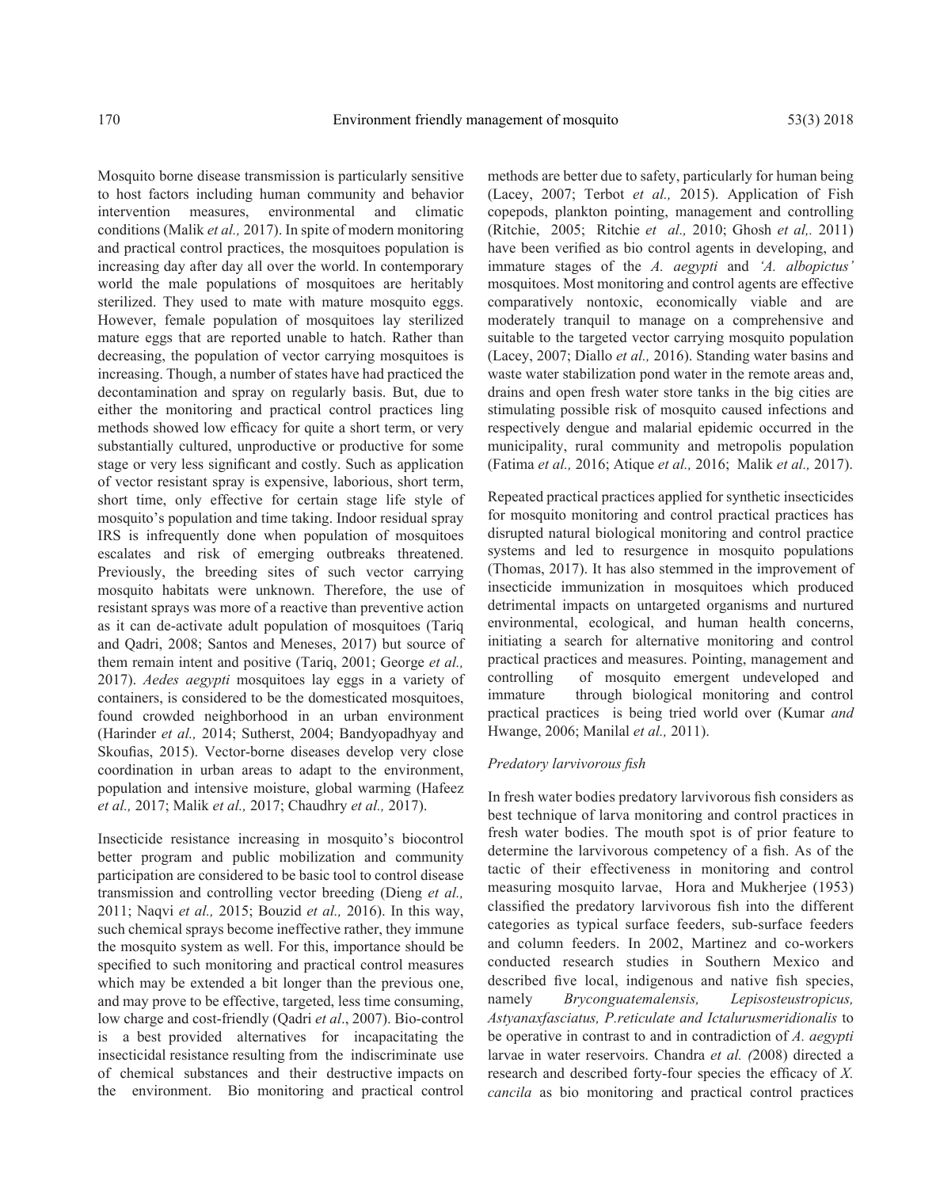Mosquito borne disease transmission is particularly sensitive to host factors including human community and behavior intervention measures, environmental and climatic conditions (Malik *et al.,* 2017). In spite of modern monitoring and practical control practices, the mosquitoes population is increasing day after day all over the world. In contemporary world the male populations of mosquitoes are heritably sterilized. They used to mate with mature mosquito eggs. However, female population of mosquitoes lay sterilized mature eggs that are reported unable to hatch. Rather than decreasing, the population of vector carrying mosquitoes is increasing. Though, a number of states have had practiced the decontamination and spray on regularly basis. But, due to either the monitoring and practical control practices ling methods showed low efficacy for quite a short term, or very substantially cultured, unproductive or productive for some stage or very less significant and costly. Such as application of vector resistant spray is expensive, laborious, short term, short time, only effective for certain stage life style of mosquito's population and time taking. Indoor residual spray IRS is infrequently done when population of mosquitoes escalates and risk of emerging outbreaks threatened. Previously, the breeding sites of such vector carrying mosquito habitats were unknown. Therefore, the use of resistant sprays was more of a reactive than preventive action as it can de-activate adult population of mosquitoes (Tariq and Qadri, 2008; Santos and Meneses, 2017) but source of them remain intent and positive (Tariq, 2001; George *et al.,* 2017). *Aedes aegypti* mosquitoes lay eggs in a variety of containers, is considered to be the domesticated mosquitoes, found crowded neighborhood in an urban environment (Harinder *et al.,* 2014; Sutherst, 2004; Bandyopadhyay and Skoufias, 2015). Vector-borne diseases develop very close coordination in urban areas to adapt to the environment, population and intensive moisture, global warming (Hafeez *et al.,* 2017; Malik *et al.,* 2017; Chaudhry *et al.,* 2017).

Insecticide resistance increasing in mosquito's biocontrol better program and public mobilization and community participation are considered to be basic tool to control disease transmission and controlling vector breeding (Dieng *et al.,* 2011; Naqvi *et al.,* 2015; Bouzid *et al.,* 2016). In this way, such chemical sprays become ineffective rather, they immune the mosquito system as well. For this, importance should be specified to such monitoring and practical control measures which may be extended a bit longer than the previous one, and may prove to be effective, targeted, less time consuming, low charge and cost-friendly (Qadri *et al*., 2007). Bio-control is a best provided alternatives for incapacitating the insecticidal resistance resulting from the indiscriminate use of chemical substances and their destructive impacts on the environment. Bio monitoring and practical control methods are better due to safety, particularly for human being (Lacey, 2007; Terbot *et al.,* 2015). Application of Fish copepods, plankton pointing, management and controlling (Ritchie, 2005; Ritchie *et al.,* 2010; Ghosh *et al,.* 2011) have been verified as bio control agents in developing, and immature stages of the *A. aegypti* and *'A. albopictus'* mosquitoes. Most monitoring and control agents are effective comparatively nontoxic, economically viable and are moderately tranquil to manage on a comprehensive and suitable to the targeted vector carrying mosquito population (Lacey, 2007; Diallo *et al.,* 2016). Standing water basins and waste water stabilization pond water in the remote areas and, drains and open fresh water store tanks in the big cities are stimulating possible risk of mosquito caused infections and respectively dengue and malarial epidemic occurred in the municipality, rural community and metropolis population (Fatima *et al.,* 2016; Atique *et al.,* 2016; Malik *et al.,* 2017).

Repeated practical practices applied for synthetic insecticides for mosquito monitoring and control practical practices has disrupted natural biological monitoring and control practice systems and led to resurgence in mosquito populations (Thomas, 2017). It has also stemmed in the improvement of insecticide immunization in mosquitoes which produced detrimental impacts on untargeted organisms and nurtured environmental, ecological, and human health concerns, initiating a search for alternative monitoring and control practical practices and measures. Pointing, management and controlling of mosquito emergent undeveloped and immature through biological monitoring and control practical practices is being tried world over (Kumar *and* Hwange, 2006; Manilal *et al.,* 2011).

### *Predatory larvivorous fish*

In fresh water bodies predatory larvivorous fish considers as best technique of larva monitoring and control practices in fresh water bodies. The mouth spot is of prior feature to determine the larvivorous competency of a fish. As of the tactic of their effectiveness in monitoring and control measuring mosquito larvae, Hora and Mukherjee (1953) classified the predatory larvivorous fish into the different categories as typical surface feeders, sub-surface feeders and column feeders. In 2002, Martinez and co-workers conducted research studies in Southern Mexico and described five local, indigenous and native fish species, namely *Bryconguatemalensis, Lepisosteustropicus, Astyanaxfasciatus, P.reticulate and Ictalurusmeridionalis* to be operative in contrast to and in contradiction of *A. aegypti* larvae in water reservoirs. Chandra *et al. (*2008) directed a research and described forty-four species the efficacy of *X. cancila* as bio monitoring and practical control practices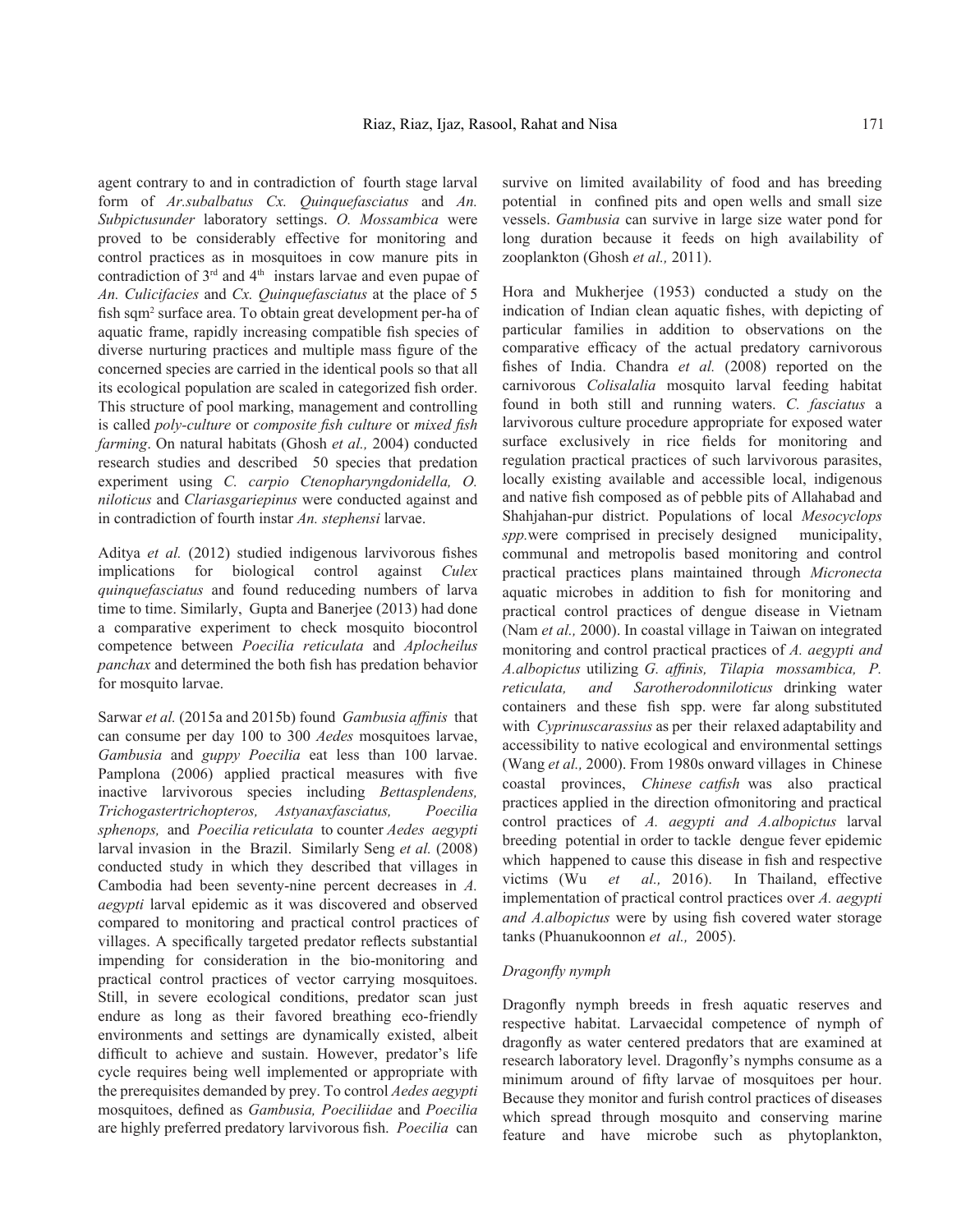agent contrary to and in contradiction of fourth stage larval form of *Ar.subalbatus Cx. Quinquefasciatus* and *An. Subpictusunder* laboratory settings. *O. Mossambica* were proved to be considerably effective for monitoring and control practices as in mosquitoes in cow manure pits in contradiction of 3rd and 4th instars larvae and even pupae of *An. Culicifacies* and *Cx. Quinquefasciatus* at the place of 5 fish sqm$^2$ surface area. To obtain great development per-ha of aquatic frame, rapidly increasing compatible fish species of diverse nurturing practices and multiple mass figure of the concerned species are carried in the identical pools so that all its ecological population are scaled in categorized fish order. This structure of pool marking, management and controlling is called *poly-culture* or *composite fish culture* or *mixed fish farming*. On natural habitats (Ghosh *et al.,* 2004) conducted research studies and described 50 species that predation experiment using *C. carpio Ctenopharyngdonidella, O. niloticus* and *Clariasgariepinus* were conducted against and in contradiction of fourth instar *An. stephensi* larvae.

Aditya *et al.* (2012) studied indigenous larvivorous fishes implications for biological control against *Culex quinquefasciatus* and found reduceding numbers of larva time to time. Similarly, Gupta and Banerjee (2013) had done a comparative experiment to check mosquito biocontrol competence between *Poecilia reticulata* and *Aplocheilus panchax* and determined the both fish has predation behavior for mosquito larvae.

Sarwar *et al.* (2015a and 2015b) found *Gambusia affinis* that can consume per day 100 to 300 *Aedes* mosquitoes larvae, *Gambusia* and *guppy Poecilia* eat less than 100 larvae. Pamplona (2006) applied practical measures with five inactive larvivorous species including *Bettasplendens, Trichogastertrichopteros, Astyanaxfasciatus, Poecilia sphenops,* and *Poecilia reticulata* to counter *Aedes aegypti* larval invasion in the Brazil. Similarly Seng *et al.* (2008) conducted study in which they described that villages in Cambodia had been seventy-nine percent decreases in *A. aegypti* larval epidemic as it was discovered and observed compared to monitoring and practical control practices of villages. A specifically targeted predator reflects substantial impending for consideration in the bio-monitoring and practical control practices of vector carrying mosquitoes. Still, in severe ecological conditions, predator scan just endure as long as their favored breathing eco-friendly environments and settings are dynamically existed, albeit difficult to achieve and sustain. However, predator's life cycle requires being well implemented or appropriate with the prerequisites demanded by prey. To control *Aedes aegypti* mosquitoes, defined as *Gambusia, Poeciliidae* and *Poecilia* are highly preferred predatory larvivorous fish. *Poecilia* can survive on limited availability of food and has breeding potential in confined pits and open wells and small size vessels. *Gambusia* can survive in large size water pond for long duration because it feeds on high availability of zooplankton (Ghosh *et al.,* 2011).

Hora and Mukherjee (1953) conducted a study on the indication of Indian clean aquatic fishes, with depicting of particular families in addition to observations on the comparative efficacy of the actual predatory carnivorous fishes of India. Chandra *et al.* (2008) reported on the carnivorous *Colisalalia* mosquito larval feeding habitat found in both still and running waters. *C. fasciatus* a larvivorous culture procedure appropriate for exposed water surface exclusively in rice fields for monitoring and regulation practical practices of such larvivorous parasites, locally existing available and accessible local, indigenous and native fish composed as of pebble pits of Allahabad and Shahjahan-pur district. Populations of local *Mesocyclops spp.*were comprised in precisely designed municipality, communal and metropolis based monitoring and control practical practices plans maintained through *Micronecta* aquatic microbes in addition to fish for monitoring and practical control practices of dengue disease in Vietnam (Nam *et al.,* 2000). In coastal village in Taiwan on integrated monitoring and control practical practices of *A. aegypti and A.albopictus* utilizing *G. affinis, Tilapia mossambica, P. reticulata, and Sarotherodonniloticus* drinking water containers and these fish spp. were far along substituted with *Cyprinuscarassius* as per their relaxed adaptability and accessibility to native ecological and environmental settings (Wang *et al.,* 2000). From 1980s onward villages in Chinese coastal provinces, *Chinese catfish* was also practical practices applied in the direction ofmonitoring and practical control practices of *A. aegypti and A.albopictus* larval breeding potential in order to tackle dengue fever epidemic which happened to cause this disease in fish and respective victims (Wu *et al.,* 2016). In Thailand, effective implementation of practical control practices over *A. aegypti and A.albopictus* were by using fish covered water storage tanks (Phuanukoonnon *et al.,* 2005).

*Dragonfly nymph*

Dragonfly nymph breeds in fresh aquatic reserves and respective habitat. Larvaecidal competence of nymph of dragonfly as water centered predators that are examined at research laboratory level. Dragonfly's nymphs consume as a minimum around of fifty larvae of mosquitoes per hour. Because they monitor and furish control practices of diseases which spread through mosquito and conserving marine feature and have microbe such as phytoplankton,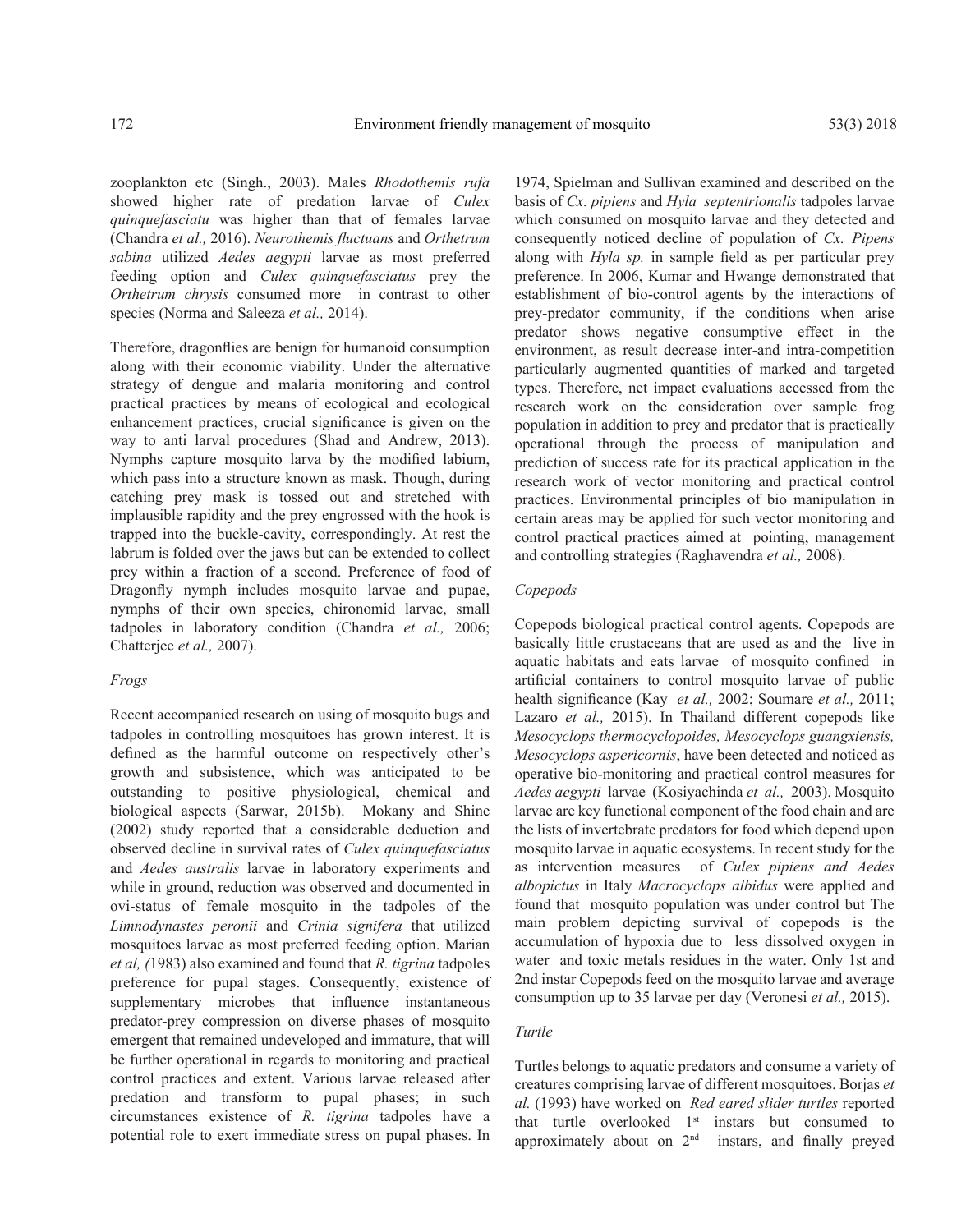zooplankton etc (Singh., 2003). Males *Rhodothemis rufa* showed higher rate of predation larvae of *Culex quinquefasciatu* was higher than that of females larvae (Chandra *et al.,* 2016). *Neurothemis fluctuans* and *Orthetrum sabina* utilized *Aedes aegypti* larvae as most preferred feeding option and *Culex quinquefasciatus* prey the *Orthetrum chrysis* consumed more in contrast to other species (Norma and Saleeza *et al.,* 2014).

Therefore, dragonflies are benign for humanoid consumption along with their economic viability. Under the alternative strategy of dengue and malaria monitoring and control practical practices by means of ecological and ecological enhancement practices, crucial significance is given on the way to anti larval procedures (Shad and Andrew, 2013). Nymphs capture mosquito larva by the modified labium, which pass into a structure known as mask. Though, during catching prey mask is tossed out and stretched with implausible rapidity and the prey engrossed with the hook is trapped into the buckle-cavity, correspondingly. At rest the labrum is folded over the jaws but can be extended to collect prey within a fraction of a second. Preference of food of Dragonfly nymph includes mosquito larvae and pupae, nymphs of their own species, chironomid larvae, small tadpoles in laboratory condition (Chandra *et al.,* 2006; Chatterjee *et al.,* 2007).

*Frogs*

Recent accompanied research on using of mosquito bugs and tadpoles in controlling mosquitoes has grown interest. It is defined as the harmful outcome on respectively other's growth and subsistence, which was anticipated to be outstanding to positive physiological, chemical and biological aspects (Sarwar, 2015b). Mokany and Shine (2002) study reported that a considerable deduction and observed decline in survival rates of *Culex quinquefasciatus* and *Aedes australis* larvae in laboratory experiments and while in ground, reduction was observed and documented in ovi-status of female mosquito in the tadpoles of the *Limnodynastes peronii* and *Crinia signifera* that utilized mosquitoes larvae as most preferred feeding option. Marian *et al, (*1983) also examined and found that *R. tigrina* tadpoles preference for pupal stages. Consequently, existence of supplementary microbes that influence instantaneous predator-prey compression on diverse phases of mosquito emergent that remained undeveloped and immature, that will be further operational in regards to monitoring and practical control practices and extent. Various larvae released after predation and transform to pupal phases; in such circumstances existence of *R. tigrina* tadpoles have a potential role to exert immediate stress on pupal phases. In 1974, Spielman and Sullivan examined and described on the basis of *Cx. pipiens* and *Hyla septentrionalis* tadpoles larvae which consumed on mosquito larvae and they detected and consequently noticed decline of population of *Cx. Pipens* along with *Hyla sp.* in sample field as per particular prey preference. In 2006, Kumar and Hwange demonstrated that establishment of bio-control agents by the interactions of prey-predator community, if the conditions when arise predator shows negative consumptive effect in the environment, as result decrease inter-and intra-competition particularly augmented quantities of marked and targeted types. Therefore, net impact evaluations accessed from the research work on the consideration over sample frog population in addition to prey and predator that is practically operational through the process of manipulation and prediction of success rate for its practical application in the research work of vector monitoring and practical control practices. Environmental principles of bio manipulation in certain areas may be applied for such vector monitoring and control practical practices aimed at pointing, management and controlling strategies (Raghavendra *et al.,* 2008).

*Copepods*

Copepods biological practical control agents. Copepods are basically little crustaceans that are used as and the live in aquatic habitats and eats larvae of mosquito confined in artificial containers to control mosquito larvae of public health significance (Kay *et al.,* 2002; Soumare *et al.,* 2011; Lazaro *et al.,* 2015). In Thailand different copepods like *Mesocyclops thermocyclopoides, Mesocyclops guangxiensis, Mesocyclops aspericornis*, have been detected and noticed as operative bio-monitoring and practical control measures for *Aedes aegypti* larvae (Kosiyachinda *et al.,* 2003). Mosquito larvae are key functional component of the food chain and are the lists of invertebrate predators for food which depend upon mosquito larvae in aquatic ecosystems. In recent study for the as intervention measures of *Culex pipiens and Aedes albopictus* in Italy *Macrocyclops albidus* were applied and found that mosquito population was under control but The main problem depicting survival of copepods is the accumulation of hypoxia due to less dissolved oxygen in water and toxic metals residues in the water. Only 1st and 2nd instar Copepods feed on the mosquito larvae and average consumption up to 35 larvae per day (Veronesi *et al.,* 2015).

*Turtle*

Turtles belongs to aquatic predators and consume a variety of creatures comprising larvae of different mosquitoes. Borjas *et al.* (1993) have worked on *Red eared slider turtles* reported that turtle overlooked 1st instars but consumed to approximately about on 2nd instars, and finally preyed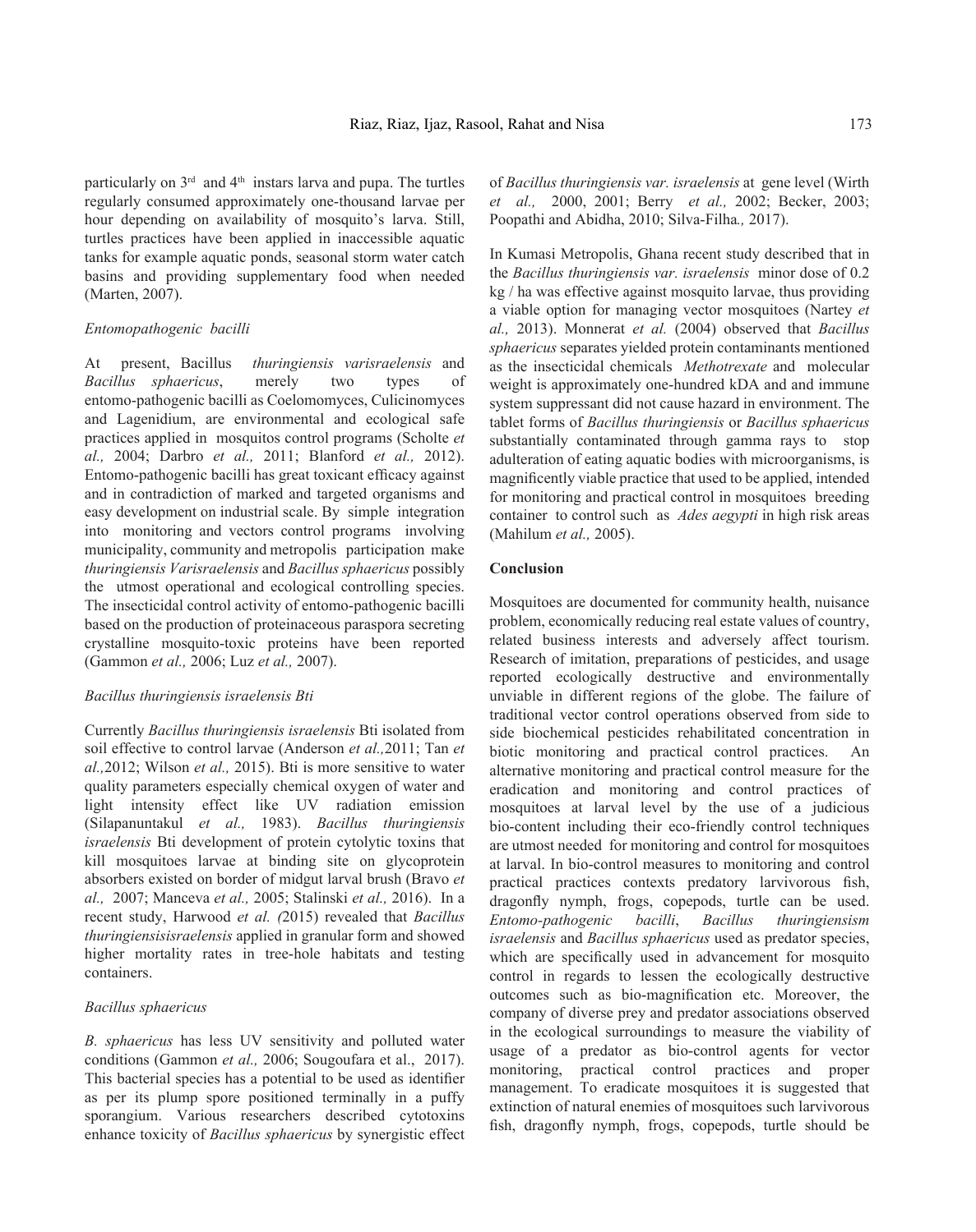particularly on 3[rd] and 4[th] instars larva and pupa. The turtles regularly consumed approximately one-thousand larvae per hour depending on availability of mosquito's larva. Still, turtles practices have been applied in inaccessible aquatic tanks for example aquatic ponds, seasonal storm water catch basins and providing supplementary food when needed (Marten, 2007).

*Entomopathogenic bacilli*

At present, Bacillus *thuringiensis varisraelensis* and *Bacillus sphaericus*, merely two types of entomo-pathogenic bacilli as Coelomomyces, Culicinomyces and Lagenidium, are environmental and ecological safe practices applied in mosquitos control programs (Scholte *et al.,* 2004; Darbro *et al.,* 2011; Blanford *et al.,* 2012). Entomo-pathogenic bacilli has great toxicant efficacy against and in contradiction of marked and targeted organisms and easy development on industrial scale. By simple integration into monitoring and vectors control programs involving municipality, community and metropolis participation make *thuringiensis Varisraelensis* and *Bacillus sphaericus* possibly the utmost operational and ecological controlling species. The insecticidal control activity of entomo-pathogenic bacilli based on the production of proteinaceous paraspora secreting crystalline mosquito-toxic proteins have been reported (Gammon *et al.,* 2006; Luz *et al.,* 2007).

*Bacillus thuringiensis israelensis Bti*

Currently *Bacillus thuringiensis israelensis* Bti isolated from soil effective to control larvae (Anderson *et al.,*2011; Tan *et al.,*2012; Wilson *et al.,* 2015). Bti is more sensitive to water quality parameters especially chemical oxygen of water and light intensity effect like UV radiation emission (Silapanuntakul *et al.,* 1983). *Bacillus thuringiensis israelensis* Bti development of protein cytolytic toxins that kill mosquitoes larvae at binding site on glycoprotein absorbers existed on border of midgut larval brush (Bravo *et al.,* 2007; Manceva *et al.,* 2005; Stalinski *et al.,* 2016). In a recent study, Harwood *et al. (*2015) revealed that *Bacillus thuringiensisisisraelensis* applied in granular form and showed higher mortality rates in tree-hole habitats and testing containers.

*Bacillus sphaericus*

*B. sphaericus* has less UV sensitivity and polluted water conditions (Gammon *et al.,* 2006; Sougoufara et al., 2017). This bacterial species has a potential to be used as identifier as per its plump spore positioned terminally in a puffy sporangium. Various researchers described cytotoxins enhance toxicity of *Bacillus sphaericus* by synergistic effect of *Bacillus thuringiensis var. israelensis* at gene level (Wirth *et al.,* 2000, 2001; Berry *et al.,* 2002; Becker, 2003; Poopathi and Abidha, 2010; Silva-Filha*.,* 2017).

In Kumasi Metropolis, Ghana recent study described that in the *Bacillus thuringiensis var. israelensis* minor dose of 0.2 kg / ha was effective against mosquito larvae, thus providing a viable option for managing vector mosquitoes (Nartey *et al.,* 2013). Monnerat *et al.* (2004) observed that *Bacillus sphaericus* separates yielded protein contaminants mentioned as the insecticidal chemicals *Methotrexate* and molecular weight is approximately one-hundred kDA and and immune system suppressant did not cause hazard in environment. The tablet forms of *Bacillus thuringiensis* or *Bacillus sphaericus* substantially contaminated through gamma rays to stop adulteration of eating aquatic bodies with microorganisms, is magnificently viable practice that used to be applied, intended for monitoring and practical control in mosquitoes breeding container to control such as *Ades aegypti* in high risk areas (Mahilum *et al.,* 2005).

**Conclusion**

Mosquitoes are documented for community health, nuisance problem, economically reducing real estate values of country, related business interests and adversely affect tourism. Research of imitation, preparations of pesticides, and usage reported ecologically destructive and environmentally unviable in different regions of the globe. The failure of traditional vector control operations observed from side to side biochemical pesticides rehabilitated concentration in biotic monitoring and practical control practices. An alternative monitoring and practical control measure for the eradication and monitoring and control practices of mosquitoes at larval level by the use of a judicious bio-content including their eco-friendly control techniques are utmost needed for monitoring and control for mosquitoes at larval. In bio-control measures to monitoring and control practical practices contexts predatory larvivorous fish, dragonfly nymph, frogs, copepods, turtle can be used. *Entomo-pathogenic bacilli*, *Bacillus thuringiensism israelensis* and *Bacillus sphaericus* used as predator species, which are specifically used in advancement for mosquito control in regards to lessen the ecologically destructive outcomes such as bio-magnification etc. Moreover, the company of diverse prey and predator associations observed in the ecological surroundings to measure the viability of usage of a predator as bio-control agents for vector monitoring, practical control practices and proper management. To eradicate mosquitoes it is suggested that extinction of natural enemies of mosquitoes such larvivorous fish, dragonfly nymph, frogs, copepods, turtle should be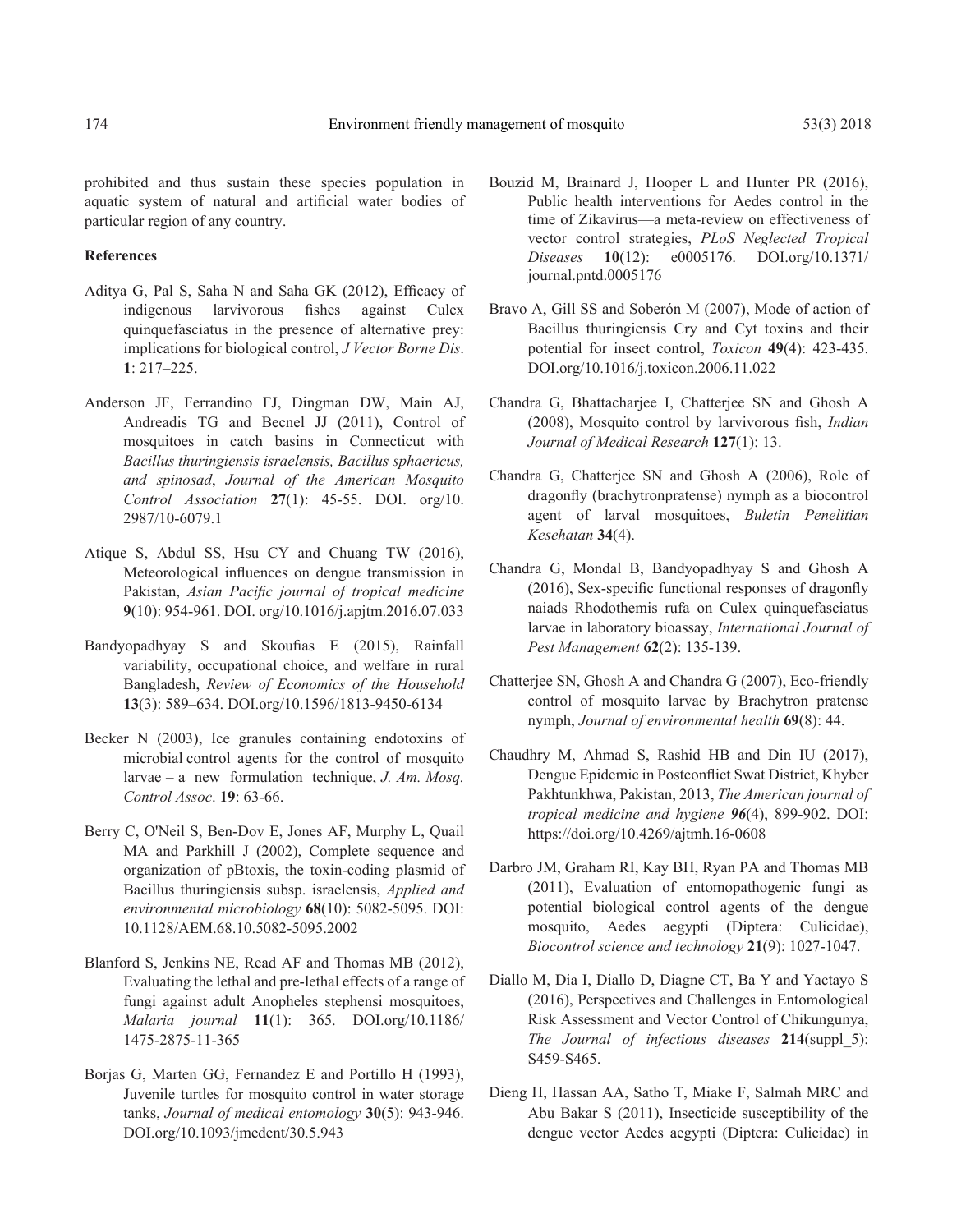prohibited and thus sustain these species population in aquatic system of natural and artificial water bodies of particular region of any country.

**References**

Aditya G, Pal S, Saha N and Saha GK (2012), Efficacy of indigenous larvivorous fishes against Culex quinquefasciatus in the presence of alternative prey: implications for biological control, *J Vector Borne Dis*. **1**: 217–225.

Anderson JF, Ferrandino FJ, Dingman DW, Main AJ, Andreadis TG and Becnel JJ (2011), Control of mosquitoes in catch basins in Connecticut with *Bacillus thuringiensis israelensis, Bacillus sphaericus, and spinosad*, *Journal of the American Mosquito Control Association* **27**(1): 45-55. DOI. org/10. 2987/10-6079.1

Atique S, Abdul SS, Hsu CY and Chuang TW (2016), Meteorological influences on dengue transmission in Pakistan, *Asian Pacific journal of tropical medicine* **9**(10): 954-961. DOI. org/10.1016/j.apjtm.2016.07.033

Bandyopadhyay S and Skoufias E (2015), Rainfall variability, occupational choice, and welfare in rural Bangladesh, *Review of Economics of the Household* **13**(3): 589–634. DOI.org/10.1596/1813-9450-6134

Becker N (2003), Ice granules containing endotoxins of microbial control agents for the control of mosquito larvae – a new formulation technique, *J. Am. Mosq. Control Assoc*. **19**: 63-66.

Berry C, O'Neil S, Ben-Dov E, Jones AF, Murphy L, Quail MA and Parkhill J (2002), Complete sequence and organization of pBtoxis, the toxin-coding plasmid of Bacillus thuringiensis subsp. israelensis, *Applied and environmental microbiology* **68**(10): 5082-5095. DOI: 10.1128/AEM.68.10.5082-5095.2002

Blanford S, Jenkins NE, Read AF and Thomas MB (2012), Evaluating the lethal and pre-lethal effects of a range of fungi against adult Anopheles stephensi mosquitoes, *Malaria journal* **11**(1): 365. DOI.org/10.1186/ 1475-2875-11-365

Borjas G, Marten GG, Fernandez E and Portillo H (1993), Juvenile turtles for mosquito control in water storage tanks, *Journal of medical entomology* **30**(5): 943-946. DOI.org/10.1093/jmedent/30.5.943

Bouzid M, Brainard J, Hooper L and Hunter PR (2016), Public health interventions for Aedes control in the time of Zikavirus—a meta-review on effectiveness of vector control strategies, *PLoS Neglected Tropical Diseases* **10**(12): e0005176. DOI.org/10.1371/ journal.pntd.0005176

Bravo A, Gill SS and Soberón M (2007), Mode of action of Bacillus thuringiensis Cry and Cyt toxins and their potential for insect control, *Toxicon* **49**(4): 423-435. DOI.org/10.1016/j.toxicon.2006.11.022

Chandra G, Bhattacharjee I, Chatterjee SN and Ghosh A (2008), Mosquito control by larvivorous fish, *Indian Journal of Medical Research* **127**(1): 13.

Chandra G, Chatterjee SN and Ghosh A (2006), Role of dragonfly (brachytronpratense) nymph as a biocontrol agent of larval mosquitoes, *Buletin Penelitian Kesehatan* **34**(4).

Chandra G, Mondal B, Bandyopadhyay S and Ghosh A (2016), Sex-specific functional responses of dragonfly naiads Rhodothemis rufa on Culex quinquefasciatus larvae in laboratory bioassay, *International Journal of Pest Management* **62**(2): 135-139.

Chatterjee SN, Ghosh A and Chandra G (2007), Eco-friendly control of mosquito larvae by Brachytron pratense nymph, *Journal of environmental health* **69**(8): 44.

Chaudhry M, Ahmad S, Rashid HB and Din IU (2017), Dengue Epidemic in Postconflict Swat District, Khyber Pakhtunkhwa, Pakistan, 2013, *The American journal of tropical medicine and hygiene* ***96***(4), 899-902. DOI: https://doi.org/10.4269/ajtmh.16-0608

Darbro JM, Graham RI, Kay BH, Ryan PA and Thomas MB (2011), Evaluation of entomopathogenic fungi as potential biological control agents of the dengue mosquito, Aedes aegypti (Diptera: Culicidae), *Biocontrol science and technology* **21**(9): 1027-1047.

Diallo M, Dia I, Diallo D, Diagne CT, Ba Y and Yactayo S (2016), Perspectives and Challenges in Entomological Risk Assessment and Vector Control of Chikungunya, *The Journal of infectious diseases* **214**(suppl_5): S459-S465.

Dieng H, Hassan AA, Satho T, Miake F, Salmah MRC and Abu Bakar S (2011), Insecticide susceptibility of the dengue vector Aedes aegypti (Diptera: Culicidae) in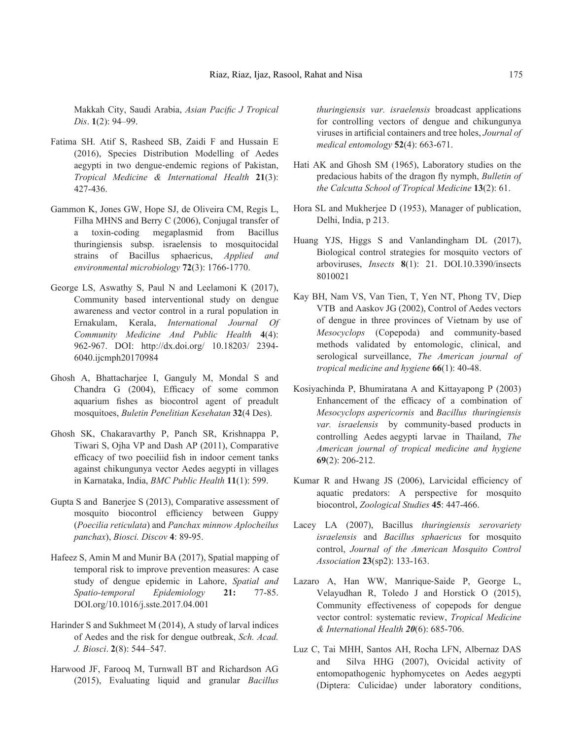Makkah City, Saudi Arabia, *Asian Pacific J Tropical Dis*. **1**(2): 94–99.

Fatima SH. Atif S, Rasheed SB, Zaidi F and Hussain E (2016), Species Distribution Modelling of Aedes aegypti in two dengue-endemic regions of Pakistan, *Tropical Medicine & International Health* **21**(3): 427-436.

Gammon K, Jones GW, Hope SJ, de Oliveira CM, Regis L, Filha MHNS and Berry C (2006), Conjugal transfer of a toxin-coding megaplasmid from Bacillus thuringiensis subsp. israelensis to mosquitocidal strains of Bacillus sphaericus, *Applied and environmental microbiology* **72**(3): 1766-1770.

George LS, Aswathy S, Paul N and Leelamoni K (2017), Community based interventional study on dengue awareness and vector control in a rural population in Ernakulam, Kerala, *International Journal Of Community Medicine And Public Health* **4**(4): 962-967. DOI: http://dx.doi.org/ 10.18203/ 2394-6040.ijcmph20170984

Ghosh A, Bhattacharjee I, Ganguly M, Mondal S and Chandra G (2004), Efficacy of some common aquarium fishes as biocontrol agent of preadult mosquitoes, *Buletin Penelitian Kesehatan* **32**(4 Des).

Ghosh SK, Chakaravarthy P, Panch SR, Krishnappa P, Tiwari S, Ojha VP and Dash AP (2011), Comparative efficacy of two poeciliid fish in indoor cement tanks against chikungunya vector Aedes aegypti in villages in Karnataka, India, *BMC Public Health* **11**(1): 599.

Gupta S and Banerjee S (2013), Comparative assessment of mosquito biocontrol efficiency between Guppy (*Poecilia reticulata*) and *Panchax minnow Aplocheilus panchax*), *Biosci. Discov* **4**: 89-95.

Hafeez S, Amin M and Munir BA (2017), Spatial mapping of temporal risk to improve prevention measures: A case study of dengue epidemic in Lahore, *Spatial and Spatio-temporal Epidemiology* **21:** 77-85. DOI.org/10.1016/j.sste.2017.04.001

Harinder S and Sukhmeet M (2014), A study of larval indices of Aedes and the risk for dengue outbreak, *Sch. Acad. J. Biosci*. **2**(8): 544–547.

Harwood JF, Farooq M, Turnwall BT and Richardson AG (2015), Evaluating liquid and granular *Bacillus thuringiensis var. israelensis* broadcast applications for controlling vectors of dengue and chikungunya viruses in artificial containers and tree holes, *Journal of medical entomology* **52**(4): 663-671.

Hati AK and Ghosh SM (1965), Laboratory studies on the predacious habits of the dragon fly nymph, *Bulletin of the Calcutta School of Tropical Medicine* **13**(2): 61.

Hora SL and Mukherjee D (1953), Manager of publication, Delhi, India, p 213.

Huang YJS, Higgs S and Vanlandingham DL (2017), Biological control strategies for mosquito vectors of arboviruses, *Insects* **8**(1): 21. DOI.10.3390/insects 8010021

Kay BH, Nam VS, Van Tien, T, Yen NT, Phong TV, Diep VTB and Aaskov JG (2002), Control of Aedes vectors of dengue in three provinces of Vietnam by use of *Mesocyclops* (Copepoda) and community-based methods validated by entomologic, clinical, and serological surveillance, *The American journal of tropical medicine and hygiene* **66**(1): 40-48.

Kosiyachinda P, Bhumiratana A and Kittayapong P (2003) Enhancement of the efficacy of a combination of *Mesocyclops aspericornis* and *Bacillus thuringiensis var. israelensis* by community-based products in controlling Aedes aegypti larvae in Thailand, *The American journal of tropical medicine and hygiene* **69**(2): 206-212.

Kumar R and Hwang JS (2006), Larvicidal efficiency of aquatic predators: A perspective for mosquito biocontrol, *Zoological Studies* **45**: 447-466.

Lacey LA (2007), Bacillus *thuringiensis serovariety israelensis* and *Bacillus sphaericus* for mosquito control, *Journal of the American Mosquito Control Association* **23**(sp2): 133-163.

Lazaro A, Han WW, Manrique‐Saide P, George L, Velayudhan R, Toledo J and Horstick O (2015), Community effectiveness of copepods for dengue vector control: systematic review, *Tropical Medicine & International Health* ***20***(6): 685-706.

Luz C, Tai MHH, Santos AH, Rocha LFN, Albernaz DAS and Silva HHG (2007), Ovicidal activity of entomopathogenic hyphomycetes on Aedes aegypti (Diptera: Culicidae) under laboratory conditions,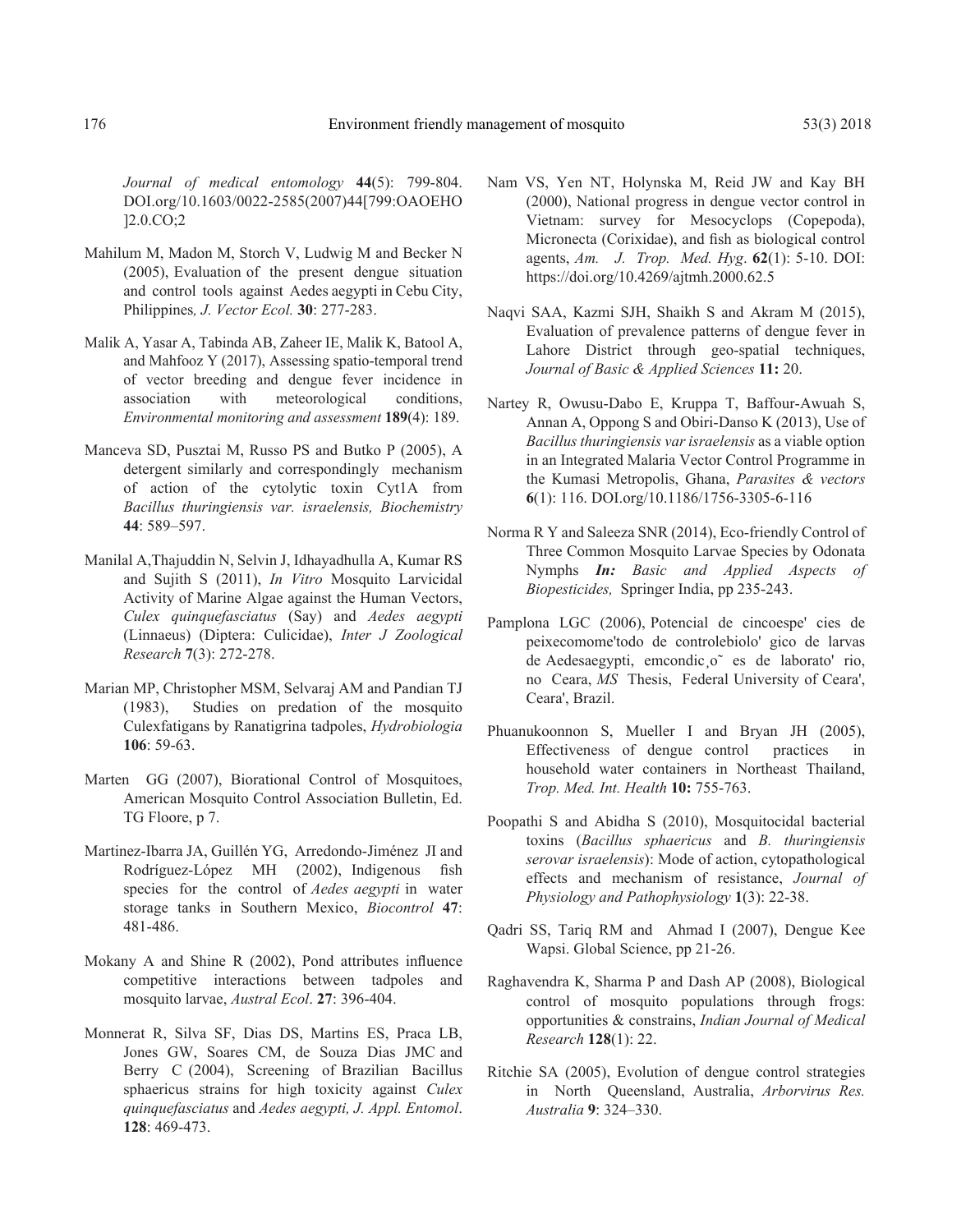*Journal of medical entomology* **44**(5): 799-804. DOI.org/10.1603/0022-2585(2007)44[799:OAOEHO]2.0.CO;2

Mahilum M, Madon M, Storch V, Ludwig M and Becker N (2005), Evaluation of the present dengue situation and control tools against Aedes aegypti in Cebu City, Philippines*, J. Vector Ecol.* **30**: 277-283.

Malik A, Yasar A, Tabinda AB, Zaheer IE, Malik K, Batool A, and Mahfooz Y (2017), Assessing spatio-temporal trend of vector breeding and dengue fever incidence in association with meteorological conditions, *Environmental monitoring and assessment* **189**(4): 189.

Manceva SD, Pusztai M, Russo PS and Butko P (2005), A detergent similarly and correspondingly mechanism of action of the cytolytic toxin Cyt1A from *Bacillus thuringiensis var. israelensis, Biochemistry* **44**: 589–597.

Manilal A,Thajuddin N, Selvin J, Idhayadhulla A, Kumar RS and Sujith S (2011), *In Vitro* Mosquito Larvicidal Activity of Marine Algae against the Human Vectors, *Culex quinquefasciatus* (Say) and *Aedes aegypti* (Linnaeus) (Diptera: Culicidae), *Inter J Zoological Research* **7**(3): 272-278.

Marian MP, Christopher MSM, Selvaraj AM and Pandian TJ (1983), Studies on predation of the mosquito Culexfatigans by Ranatigrina tadpoles, *Hydrobiologia* **106**: 59-63.

Marten GG (2007), Biorational Control of Mosquitoes, American Mosquito Control Association Bulletin, Ed. TG Floore, p 7.

Martinez-Ibarra JA, Guillén YG, Arredondo-Jiménez JI and Rodríguez-López MH (2002), Indigenous fish species for the control of *Aedes aegypti* in water storage tanks in Southern Mexico, *Biocontrol* **47**: 481-486.

Mokany A and Shine R (2002), Pond attributes influence competitive interactions between tadpoles and mosquito larvae, *Austral Ecol*. **27**: 396-404.

Monnerat R, Silva SF, Dias DS, Martins ES, Praca LB, Jones GW, Soares CM, de Souza Dias JMC and Berry C (2004), Screening of Brazilian Bacillus sphaericus strains for high toxicity against *Culex quinquefasciatus* and *Aedes aegypti, J. Appl. Entomol*. **128**: 469-473.

Nam VS, Yen NT, Holynska M, Reid JW and Kay BH (2000), National progress in dengue vector control in Vietnam: survey for Mesocyclops (Copepoda), Micronecta (Corixidae), and fish as biological control agents, *Am. J. Trop. Med. Hyg*. **62**(1): 5-10. DOI: https://doi.org/10.4269/ajtmh.2000.62.5

Naqvi SAA, Kazmi SJH, Shaikh S and Akram M (2015), Evaluation of prevalence patterns of dengue fever in Lahore District through geo-spatial techniques, *Journal of Basic & Applied Sciences* **11:** 20.

Nartey R, Owusu-Dabo E, Kruppa T, Baffour-Awuah S, Annan A, Oppong S and Obiri-Danso K (2013), Use of *Bacillus thuringiensis var israelensis* as a viable option in an Integrated Malaria Vector Control Programme in the Kumasi Metropolis, Ghana, *Parasites & vectors* **6**(1): 116. DOI.org/10.1186/1756-3305-6-116

Norma R Y and Saleeza SNR (2014), Eco-friendly Control of Three Common Mosquito Larvae Species by Odonata Nymphs ***In:*** *Basic and Applied Aspects of Biopesticides,* Springer India, pp 235-243.

Pamplona LGC (2006), Potencial de cincoespe' cies de peixecomome'todo de controlebiolo' gico de larvas de Aedesaegypti, emcondic¸o˜ es de laborato' rio, no Ceara, *MS* Thesis, Federal University of Ceara', Ceara', Brazil.

Phuanukoonnon S, Mueller I and Bryan JH (2005), Effectiveness of dengue control practices in household water containers in Northeast Thailand, *Trop. Med. Int. Health* **10:** 755-763.

Poopathi S and Abidha S (2010), Mosquitocidal bacterial toxins (*Bacillus sphaericus* and *B. thuringiensis serovar israelensis*): Mode of action, cytopathological effects and mechanism of resistance, *Journal of Physiology and Pathophysiology* **1**(3): 22-38.

Qadri SS, Tariq RM and Ahmad I (2007), Dengue Kee Wapsi. Global Science, pp 21-26.

Raghavendra K, Sharma P and Dash AP (2008), Biological control of mosquito populations through frogs: opportunities & constrains, *Indian Journal of Medical Research* **128**(1): 22.

Ritchie SA (2005), Evolution of dengue control strategies in North Queensland, Australia, *Arborvirus Res. Australia* **9**: 324–330.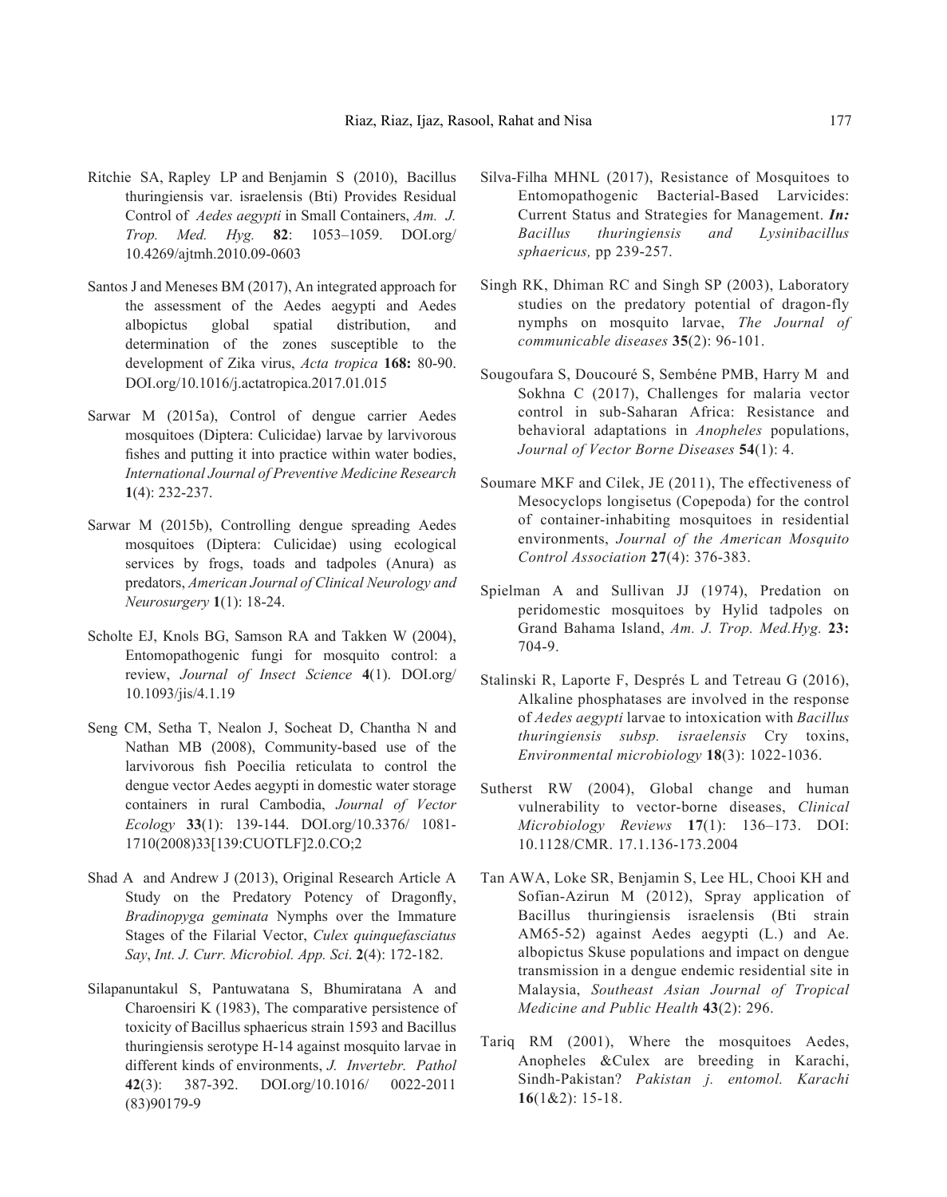Ritchie SA, Rapley LP and Benjamin S (2010), Bacillus thuringiensis var. israelensis (Bti) Provides Residual Control of *Aedes aegypti* in Small Containers, *Am. J. Trop. Med. Hyg.* **82**: 1053–1059. DOI.org/10.4269/ajtmh.2010.09-0603

Santos J and Meneses BM (2017), An integrated approach for the assessment of the Aedes aegypti and Aedes albopictus global spatial distribution, and determination of the zones susceptible to the development of Zika virus, *Acta tropica* **168:** 80-90. DOI.org/10.1016/j.actatropica.2017.01.015

Sarwar M (2015a), Control of dengue carrier Aedes mosquitoes (Diptera: Culicidae) larvae by larvivorous fishes and putting it into practice within water bodies, *International Journal of Preventive Medicine Research* **1**(4): 232-237.

Sarwar M (2015b), Controlling dengue spreading Aedes mosquitoes (Diptera: Culicidae) using ecological services by frogs, toads and tadpoles (Anura) as predators, *American Journal of Clinical Neurology and Neurosurgery* **1**(1): 18-24.

Scholte EJ, Knols BG, Samson RA and Takken W (2004), Entomopathogenic fungi for mosquito control: a review, *Journal of Insect Science* **4**(1). DOI.org/10.1093/jis/4.1.19

Seng CM, Setha T, Nealon J, Socheat D, Chantha N and Nathan MB (2008), Community-based use of the larvivorous fish Poecilia reticulata to control the dengue vector Aedes aegypti in domestic water storage containers in rural Cambodia, *Journal of Vector Ecology* **33**(1): 139-144. DOI.org/10.3376/ 1081-1710(2008)33[139:CUOTLF]2.0.CO;2

Shad A and Andrew J (2013), Original Research Article A Study on the Predatory Potency of Dragonfly, *Bradinopyga geminata* Nymphs over the Immature Stages of the Filarial Vector, *Culex quinquefasciatus Say*, *Int. J. Curr. Microbiol. App. Sci.* **2**(4): 172-182.

Silapanuntakul S, Pantuwatana S, Bhumiratana A and Charoensiri K (1983), The comparative persistence of toxicity of Bacillus sphaericus strain 1593 and Bacillus thuringiensis serotype H-14 against mosquito larvae in different kinds of environments, *J. Invertebr. Pathol* **42**(3): 387-392. DOI.org/10.1016/ 0022-2011 (83)90179-9

Silva-Filha MHNL (2017), Resistance of Mosquitoes to Entomopathogenic Bacterial-Based Larvicides: Current Status and Strategies for Management. ***In:*** *Bacillus thuringiensis and Lysinibacillus sphaericus,* pp 239-257.

Singh RK, Dhiman RC and Singh SP (2003), Laboratory studies on the predatory potential of dragon-fly nymphs on mosquito larvae, *The Journal of communicable diseases* **35**(2): 96-101.

Sougoufara S, Doucouré S, Sembéne PMB, Harry M and Sokhna C (2017), Challenges for malaria vector control in sub-Saharan Africa: Resistance and behavioral adaptations in *Anopheles* populations, *Journal of Vector Borne Diseases* **54**(1): 4.

Soumare MKF and Cilek, JE (2011), The effectiveness of Mesocyclops longisetus (Copepoda) for the control of container-inhabiting mosquitoes in residential environments, *Journal of the American Mosquito Control Association* **27**(4): 376-383.

Spielman A and Sullivan JJ (1974), Predation on peridomestic mosquitoes by Hylid tadpoles on Grand Bahama Island, *Am. J. Trop. Med.Hyg.* **23:** 704-9.

Stalinski R, Laporte F, Després L and Tetreau G (2016), Alkaline phosphatases are involved in the response of *Aedes aegypti* larvae to intoxication with *Bacillus thuringiensis subsp. israelensis* Cry toxins, *Environmental microbiology* **18**(3): 1022-1036.

Sutherst RW (2004), Global change and human vulnerability to vector-borne diseases, *Clinical Microbiology Reviews* **17**(1): 136–173. DOI: 10.1128/CMR. 17.1.136-173.2004

Tan AWA, Loke SR, Benjamin S, Lee HL, Chooi KH and Sofian-Azirun M (2012), Spray application of Bacillus thuringiensis israelensis (Bti strain AM65-52) against Aedes aegypti (L.) and Ae. albopictus Skuse populations and impact on dengue transmission in a dengue endemic residential site in Malaysia, *Southeast Asian Journal of Tropical Medicine and Public Health* **43**(2): 296.

Tariq RM (2001), Where the mosquitoes Aedes, Anopheles &Culex are breeding in Karachi, Sindh-Pakistan? *Pakistan j. entomol. Karachi* **16**(1&2): 15-18.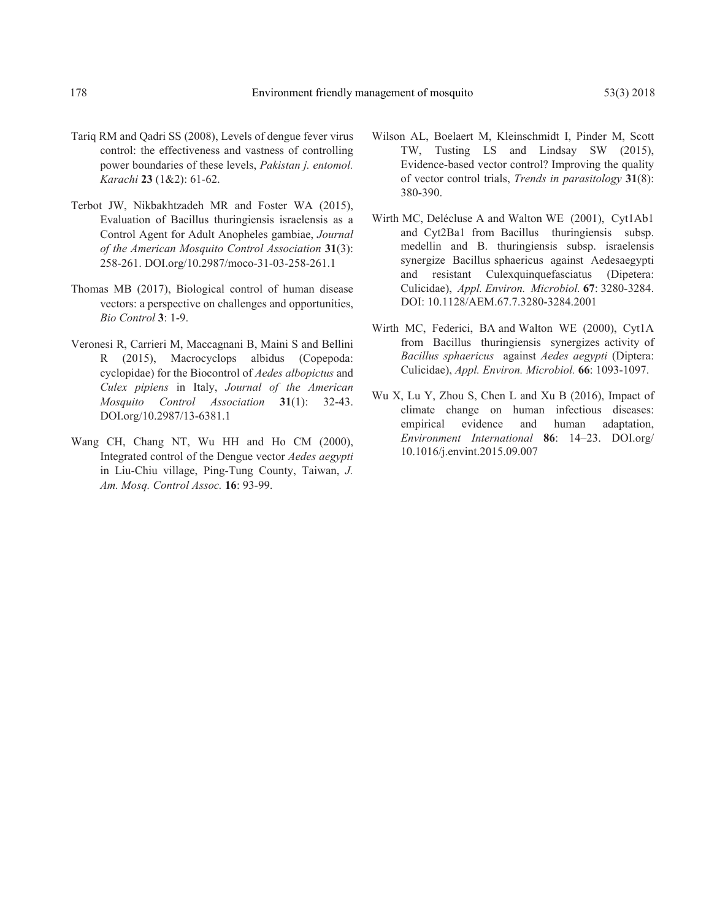Tariq RM and Qadri SS (2008), Levels of dengue fever virus control: the effectiveness and vastness of controlling power boundaries of these levels, *Pakistan j. entomol. Karachi* **23** (1&2): 61-62.

Terbot JW, Nikbakhtzadeh MR and Foster WA (2015), Evaluation of Bacillus thuringiensis israelensis as a Control Agent for Adult Anopheles gambiae, *Journal of the American Mosquito Control Association* **31**(3): 258-261. DOI.org/10.2987/moco-31-03-258-261.1

Thomas MB (2017), Biological control of human disease vectors: a perspective on challenges and opportunities, *Bio Control* **3**: 1-9.

Veronesi R, Carrieri M, Maccagnani B, Maini S and Bellini R (2015), Macrocyclops albidus (Copepoda: cyclopidae) for the Biocontrol of *Aedes albopictus* and *Culex pipiens* in Italy, *Journal of the American Mosquito Control Association* **31**(1): 32-43. DOI.org/10.2987/13-6381.1

Wang CH, Chang NT, Wu HH and Ho CM (2000), Integrated control of the Dengue vector *Aedes aegypti* in Liu-Chiu village, Ping-Tung County, Taiwan, *J. Am. Mosq. Control Assoc.* **16**: 93-99.

Wilson AL, Boelaert M, Kleinschmidt I, Pinder M, Scott TW, Tusting LS and Lindsay SW (2015), Evidence-based vector control? Improving the quality of vector control trials, *Trends in parasitology* **31**(8): 380-390.

Wirth MC, Delécluse A and Walton WE (2001), Cyt1Ab1 and Cyt2Ba1 from Bacillus thuringiensis subsp. medellin and B. thuringiensis subsp. israelensis synergize Bacillus sphaericus against Aedesaegypti and resistant Culexquinquefasciatus (Dipetera: Culicidae), *Appl. Environ. Microbiol.* **67**: 3280-3284. DOI: 10.1128/AEM.67.7.3280-3284.2001

Wirth MC, Federici, BA and Walton WE (2000), Cyt1A from Bacillus thuringiensis synergizes activity of *Bacillus sphaericus* against *Aedes aegypti* (Diptera: Culicidae), *Appl. Environ. Microbiol.* **66**: 1093-1097.

Wu X, Lu Y, Zhou S, Chen L and Xu B (2016), Impact of climate change on human infectious diseases: empirical evidence and human adaptation, *Environment International* **86**: 14–23. DOI.org/10.1016/j.envint.2015.09.007